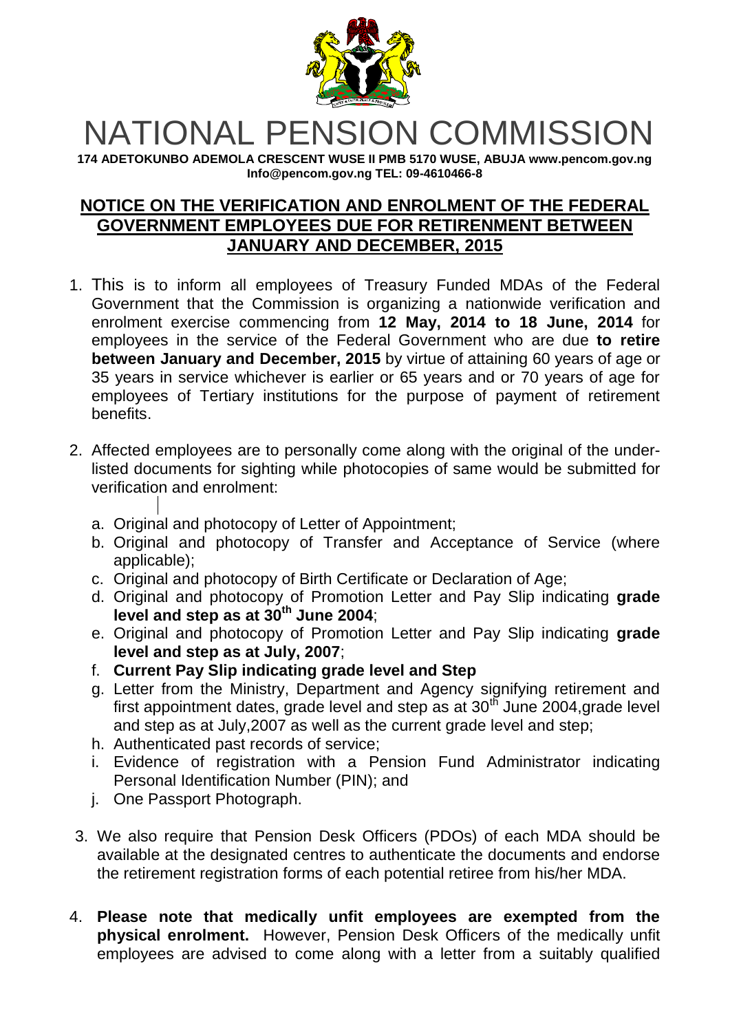# NATIONAL PENSION COMMISSION

**174 ADETOKUNBO ADEMOLA CRESCENT WUSE II PMB 5170 WUSE, ABUJA www.pencom.gov.ng Info@pencom.gov.ng TEL: 09-4610466-8**

## NOTICE ON THE VERIFICATION AND ENROLMENT OF THE FEDERAL GOVERNMENT EMPLOYEES DUE FOR RETIRENMENT BETWEEN JANUARY AND DECEMBER, 2015

1. This is to inform all employees of Treasury Funded MDAs of the Federal Government that the Commission is organizing a nationwide verification and enrolment exercise commencing from **12 May, 2014 to 18 June, 2014** for employees in the service of the Federal Government who are due **to retire between January and December, 2015** by virtue of attaining 60 years of age or 35 years in service whichever is earlier or 65 years and or 70 years of age for employees of Tertiary institutions for the purpose of payment of retirement benefits.

2. Affected employees are to personally come along with the original of the under-listed documents for sighting while photocopies of same would be submitted for verification and enrolment:

   a. Original and photocopy of Letter of Appointment;
   b. Original and photocopy of Transfer and Acceptance of Service (where applicable);
   c. Original and photocopy of Birth Certificate or Declaration of Age;
   d. Original and photocopy of Promotion Letter and Pay Slip indicating **grade level and step as at 30th June 2004**;
   e. Original and photocopy of Promotion Letter and Pay Slip indicating **grade level and step as at July, 2007**;
   f. **Current Pay Slip indicating grade level and Step**
   g. Letter from the Ministry, Department and Agency signifying retirement and first appointment dates, grade level and step as at 30th June 2004,grade level and step as at July,2007 as well as the current grade level and step;
   h. Authenticated past records of service;
   i. Evidence of registration with a Pension Fund Administrator indicating Personal Identification Number (PIN); and
   j. One Passport Photograph.

3. We also require that Pension Desk Officers (PDOs) of each MDA should be available at the designated centres to authenticate the documents and endorse the retirement registration forms of each potential retiree from his/her MDA.

4. **Please note that medically unfit employees are exempted from the physical enrolment.** However, Pension Desk Officers of the medically unfit employees are advised to come along with a letter from a suitably qualified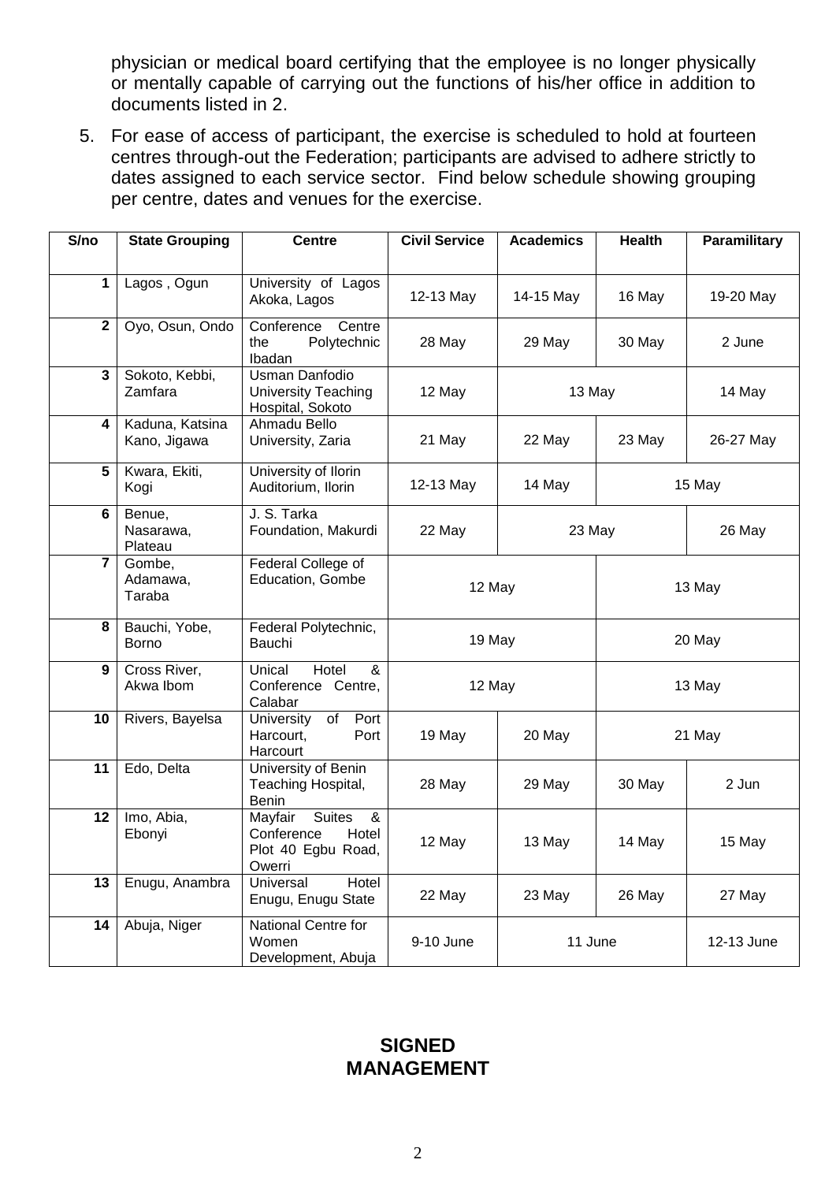physician or medical board certifying that the employee is no longer physically or mentally capable of carrying out the functions of his/her office in addition to documents listed in 2.

5. For ease of access of participant, the exercise is scheduled to hold at fourteen centres through-out the Federation; participants are advised to adhere strictly to dates assigned to each service sector. Find below schedule showing grouping per centre, dates and venues for the exercise.

| S/no | State Grouping | Centre | Civil Service | Academics | Health | Paramilitary |
|---|---|---|---|---|---|---|
| 1 | Lagos , Ogun | University of Lagos Akoka, Lagos | 12-13 May | 14-15 May | 16 May | 19-20 May |
| 2 | Oyo, Osun, Ondo | Conference Centre the Polytechnic Ibadan | 28 May | 29 May | 30 May | 2 June |
| 3 | Sokoto, Kebbi, Zamfara | Usman Danfodio University Teaching Hospital, Sokoto | 12 May | 13 May | | 14 May |
| 4 | Kaduna, Katsina Kano, Jigawa | Ahmadu Bello University, Zaria | 21 May | 22 May | 23 May | 26-27 May |
| 5 | Kwara, Ekiti, Kogi | University of Ilorin Auditorium, Ilorin | 12-13 May | 14 May | 15 May | |
| 6 | Benue, Nasarawa, Plateau | J. S. Tarka Foundation, Makurdi | 22 May | 23 May | | 26 May |
| 7 | Gombe, Adamawa, Taraba | Federal College of Education, Gombe | 12 May | | 13 May | |
| 8 | Bauchi, Yobe, Borno | Federal Polytechnic, Bauchi | 19 May | | 20 May | |
| 9 | Cross River, Akwa Ibom | Unical Hotel & Conference Centre, Calabar | 12 May | | 13 May | |
| 10 | Rivers, Bayelsa | University of Port Harcourt, Port Harcourt | 19 May | 20 May | 21 May | |
| 11 | Edo, Delta | University of Benin Teaching Hospital, Benin | 28 May | 29 May | 30 May | 2 Jun |
| 12 | Imo, Abia, Ebonyi | Mayfair Suites & Conference Hotel Plot 40 Egbu Road, Owerri | 12 May | 13 May | 14 May | 15 May |
| 13 | Enugu, Anambra | Universal Hotel Enugu, Enugu State | 22 May | 23 May | 26 May | 27 May |
| 14 | Abuja, Niger | National Centre for Women Development, Abuja | 9-10 June | 11 June | | 12-13 June |

**SIGNED**
**MANAGEMENT**